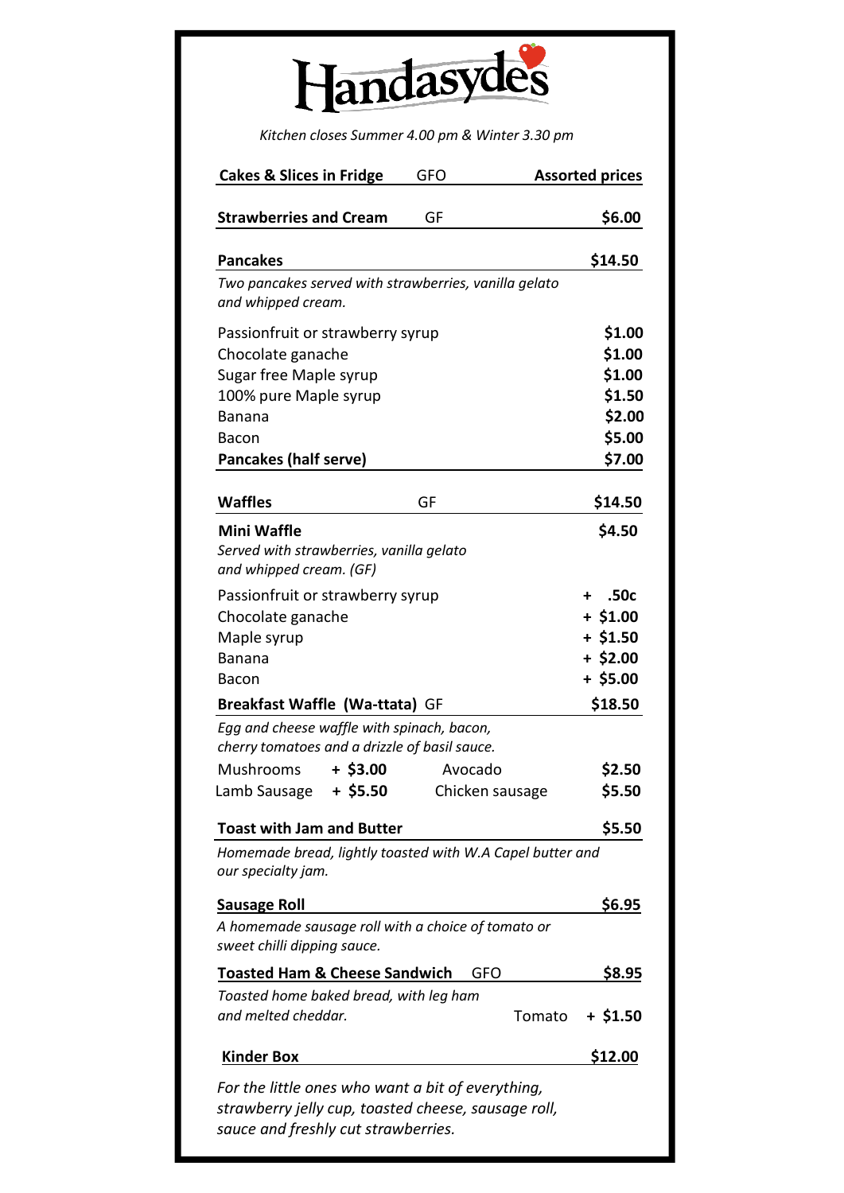# Handasydes

*Kitchen closes Summer 4.00 pm & Winter 3.30 pm*

**Cakes & Slices in Fridge** GFO — **Assorted prices**

**Strawberries and Cream** GF — **$6.00**

**Pancakes** — **$14.50**

*Two pancakes served with strawberries, vanilla gelato and whipped cream.*

| | |
|---|---|
| Passionfruit or strawberry syrup | **$1.00** |
| Chocolate ganache | **$1.00** |
| Sugar free Maple syrup | **$1.00** |
| 100% pure Maple syrup | **$1.50** |
| Banana | **$2.00** |
| Bacon | **$5.00** |
| **Pancakes (half serve)** | **$7.00** |

**Waffles** GF — **$14.50**

**Mini Waffle** — **$4.50**

*Served with strawberries, vanilla gelato and whipped cream. (GF)*

| | |
|---|---|
| Passionfruit or strawberry syrup | **+ .50c** |
| Chocolate ganache | **+ $1.00** |
| Maple syrup | **+ $1.50** |
| Banana | **+ $2.00** |
| Bacon | **+ $5.00** |

**Breakfast Waffle (Wa-ttata)** GF — **$18.50**

*Egg and cheese waffle with spinach, bacon, cherry tomatoes and a drizzle of basil sauce.*

| | | | |
|---|---|---|---|
| Mushrooms | **+ $3.00** | Avocado | **$2.50** |
| Lamb Sausage | **+ $5.50** | Chicken sausage | **$5.50** |

**Toast with Jam and Butter** — **$5.50**

*Homemade bread, lightly toasted with W.A Capel butter and our specialty jam.*

**Sausage Roll** — **$6.95**

*A homemade sausage roll with a choice of tomato or sweet chilli dipping sauce.*

**Toasted Ham & Cheese Sandwich** GFO — **$8.95**

*Toasted home baked bread, with leg ham and melted cheddar.* Tomato **+ $1.50**

**Kinder Box** — **$12.00**

*For the little ones who want a bit of everything, strawberry jelly cup, toasted cheese, sausage roll, sauce and freshly cut strawberries.*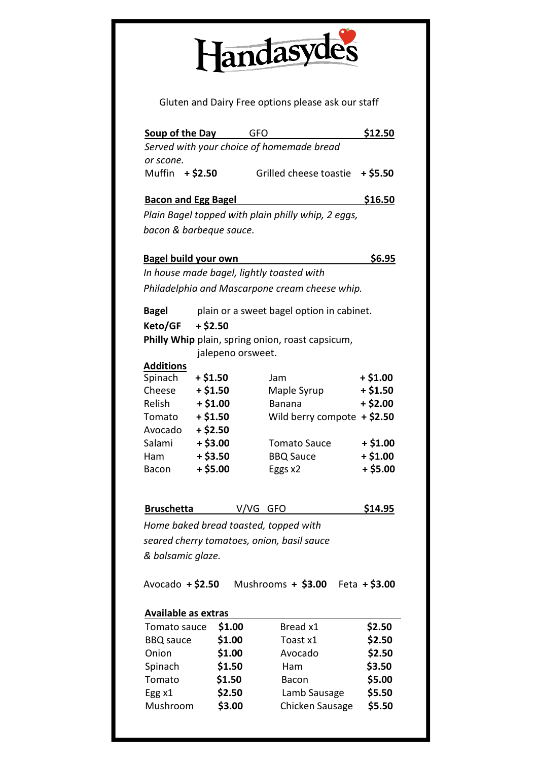# Handasydes

Gluten and Dairy Free options please ask our staff

**Soup of the Day** GFO **$12.50**

*Served with your choice of homemade bread or scone.*

Muffin **+ $2.50** Grilled cheese toastie **+ $5.50**

**Bacon and Egg Bagel** **$16.50**

*Plain Bagel topped with plain philly whip, 2 eggs, bacon & barbeque sauce.*

**Bagel build your own** **$6.95**

*In house made bagel, lightly toasted with Philadelphia and Mascarpone cream cheese whip.*

**Bagel** plain or a sweet bagel option in cabinet.

**Keto/GF** **+ $2.50**

**Philly Whip** plain, spring onion, roast capsicum, jalepeno orsweet.

**Additions**

| | | | |
|---|---|---|---|
| Spinach | **+ $1.50** | Jam | **+ $1.00** |
| Cheese | **+ $1.50** | Maple Syrup | **+ $1.50** |
| Relish | **+ $1.00** | Banana | **+ $2.00** |
| Tomato | **+ $1.50** | Wild berry compote | **+ $2.50** |
| Avocado | **+ $2.50** | | |
| Salami | **+ $3.00** | Tomato Sauce | **+ $1.00** |
| Ham | **+ $3.50** | BBQ Sauce | **+ $1.00** |
| Bacon | **+ $5.00** | Eggs x2 | **+ $5.00** |

**Bruschetta** V/VG GFO **$14.95**

*Home baked bread toasted, topped with seared cherry tomatoes, onion, basil sauce & balsamic glaze.*

Avocado **+ $2.50** Mushrooms **+ $3.00** Feta **+ $3.00**

**Available as extras**

| | | | |
|---|---|---|---|
| Tomato sauce | **$1.00** | Bread x1 | **$2.50** |
| BBQ sauce | **$1.00** | Toast x1 | **$2.50** |
| Onion | **$1.00** | Avocado | **$2.50** |
| Spinach | **$1.50** | Ham | **$3.50** |
| Tomato | **$1.50** | Bacon | **$5.00** |
| Egg x1 | **$2.50** | Lamb Sausage | **$5.50** |
| Mushroom | **$3.00** | Chicken Sausage | **$5.50** |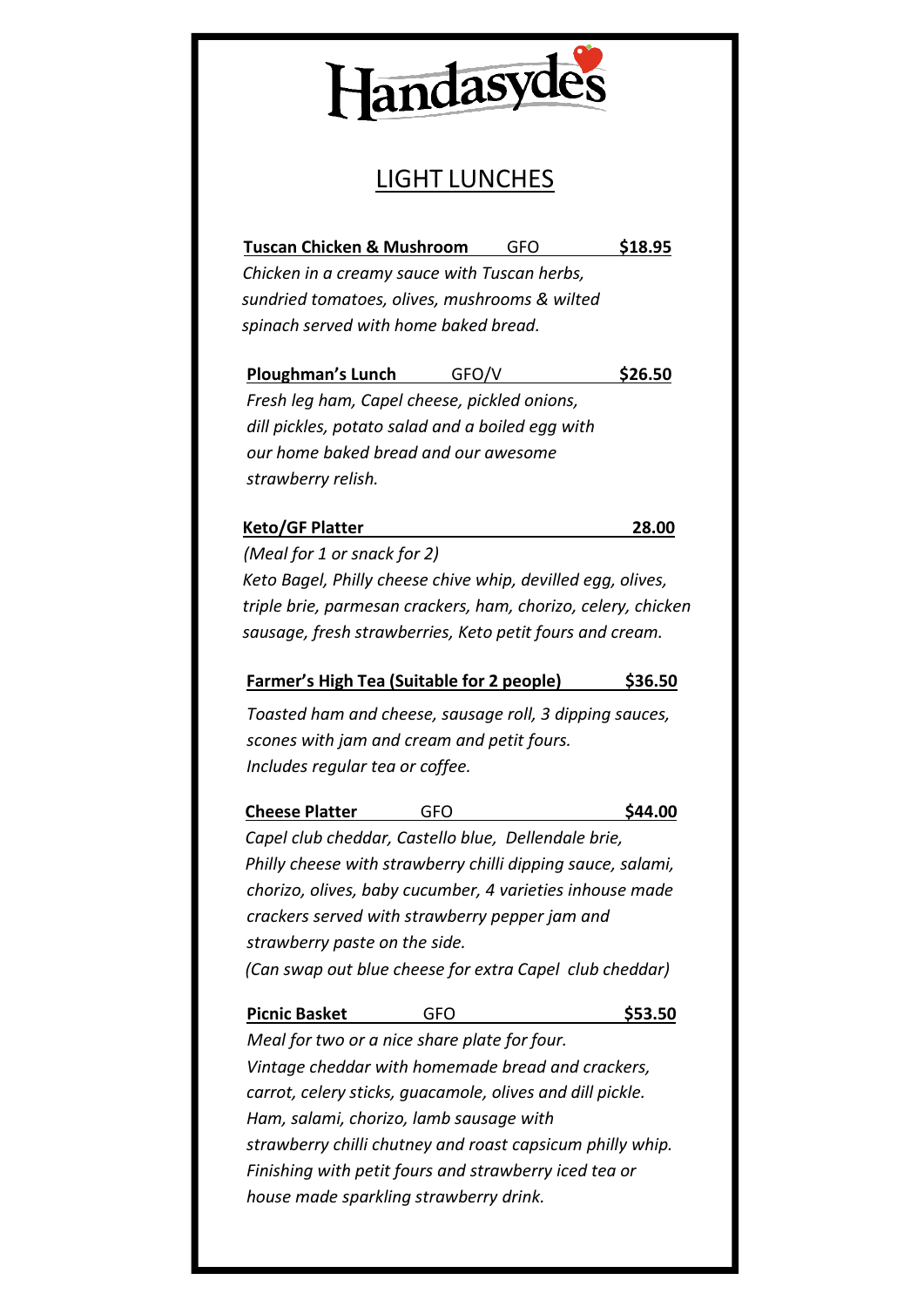# Handasydes

## LIGHT LUNCHES

**Tuscan Chicken & Mushroom** GFO **$18.95**

*Chicken in a creamy sauce with Tuscan herbs, sundried tomatoes, olives, mushrooms & wilted spinach served with home baked bread.*

**Ploughman's Lunch** GFO/V **$26.50**

*Fresh leg ham, Capel cheese, pickled onions, dill pickles, potato salad and a boiled egg with our home baked bread and our awesome strawberry relish.*

**Keto/GF Platter** **28.00**

*(Meal for 1 or snack for 2)*

*Keto Bagel, Philly cheese chive whip, devilled egg, olives, triple brie, parmesan crackers, ham, chorizo, celery, chicken sausage, fresh strawberries, Keto petit fours and cream.*

**Farmer's High Tea (Suitable for 2 people)** **$36.50**

*Toasted ham and cheese, sausage roll, 3 dipping sauces, scones with jam and cream and petit fours.*
*Includes regular tea or coffee.*

**Cheese Platter** GFO **$44.00**

*Capel club cheddar, Castello blue, Dellendale brie, Philly cheese with strawberry chilli dipping sauce, salami, chorizo, olives, baby cucumber, 4 varieties inhouse made crackers served with strawberry pepper jam and strawberry paste on the side.*
*(Can swap out blue cheese for extra Capel club cheddar)*

**Picnic Basket** GFO **$53.50**

*Meal for two or a nice share plate for four.*
*Vintage cheddar with homemade bread and crackers, carrot, celery sticks, guacamole, olives and dill pickle.*
*Ham, salami, chorizo, lamb sausage with strawberry chilli chutney and roast capsicum philly whip.*
*Finishing with petit fours and strawberry iced tea or house made sparkling strawberry drink.*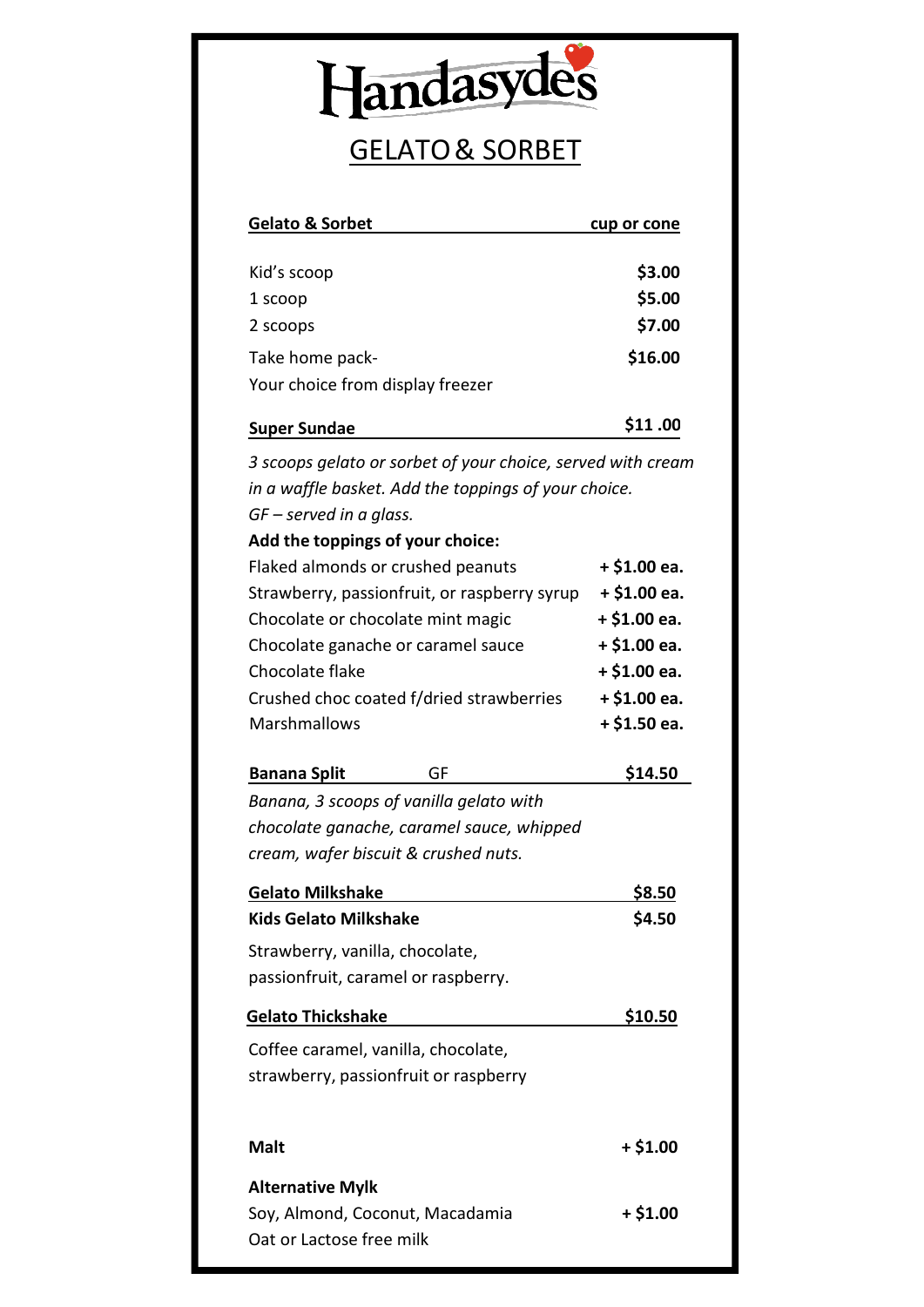# Handasydes

## GELATO & SORBET

| Gelato & Sorbet | cup or cone |
|---|---|
| Kid's scoop | **$3.00** |
| 1 scoop | **$5.00** |
| 2 scoops | **$7.00** |
| Take home pack-<br>Your choice from display freezer | **$16.00** |

**Super Sundae** — **$11 .00**

*3 scoops gelato or sorbet of your choice, served with cream in a waffle basket. Add the toppings of your choice.*
*GF – served in a glass.*

**Add the toppings of your choice:**

| Topping | Price |
|---|---|
| Flaked almonds or crushed peanuts | **+ $1.00 ea.** |
| Strawberry, passionfruit, or raspberry syrup | **+ $1.00 ea.** |
| Chocolate or chocolate mint magic | **+ $1.00 ea.** |
| Chocolate ganache or caramel sauce | **+ $1.00 ea.** |
| Chocolate flake | **+ $1.00 ea.** |
| Crushed choc coated f/dried strawberries | **+ $1.00 ea.** |
| Marshmallows | **+ $1.50 ea.** |

**Banana Split** GF — **$14.50**

*Banana, 3 scoops of vanilla gelato with chocolate ganache, caramel sauce, whipped cream, wafer biscuit & crushed nuts.*

**Gelato Milkshake** — **$8.50**

**Kids Gelato Milkshake** — **$4.50**

Strawberry, vanilla, chocolate, passionfruit, caramel or raspberry.

**Gelato Thickshake** — **$10.50**

Coffee caramel, vanilla, chocolate, strawberry, passionfruit or raspberry

**Malt** — **+ $1.00**

**Alternative Mylk**
Soy, Almond, Coconut, Macadamia Oat or Lactose free milk — **+ $1.00**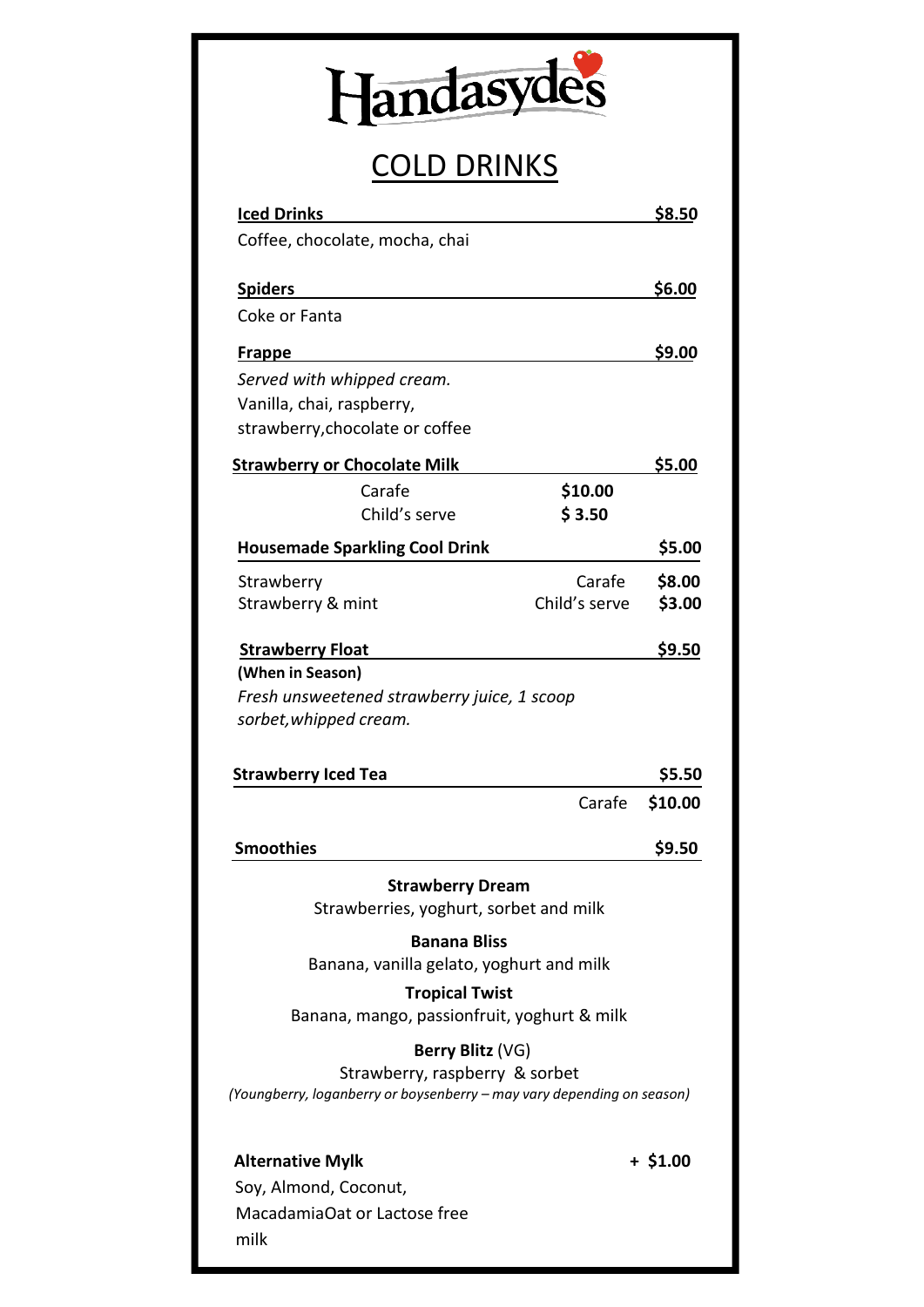# Handasydes

## COLD DRINKS

**Iced Drinks** — **$8.50**

Coffee, chocolate, mocha, chai

**Spiders** — **$6.00**

Coke or Fanta

**Frappe** — **$9.00**

*Served with whipped cream.*
Vanilla, chai, raspberry,
strawberry,chocolate or coffee

**Strawberry or Chocolate Milk** — **$5.00**

| | |
|---|---|
| Carafe | **$10.00** |
| Child's serve | **$ 3.50** |

**Housemade Sparkling Cool Drink** — **$5.00**

| | | |
|---|---|---|
| Strawberry | Carafe | **$8.00** |
| Strawberry & mint | Child's serve | **$3.00** |

**Strawberry Float** — **$9.50**

**(When in Season)**
*Fresh unsweetened strawberry juice, 1 scoop sorbet,whipped cream.*

**Strawberry Iced Tea** — **$5.50**

Carafe **$10.00**

**Smoothies** — **$9.50**

**Strawberry Dream**
Strawberries, yoghurt, sorbet and milk

**Banana Bliss**
Banana, vanilla gelato, yoghurt and milk

**Tropical Twist**
Banana, mango, passionfruit, yoghurt & milk

**Berry Blitz** (VG)
Strawberry, raspberry & sorbet
*(Youngberry, loganberry or boysenberry – may vary depending on season)*

**Alternative Mylk** — **+ $1.00**

Soy, Almond, Coconut,
MacadamiaOat or Lactose free
milk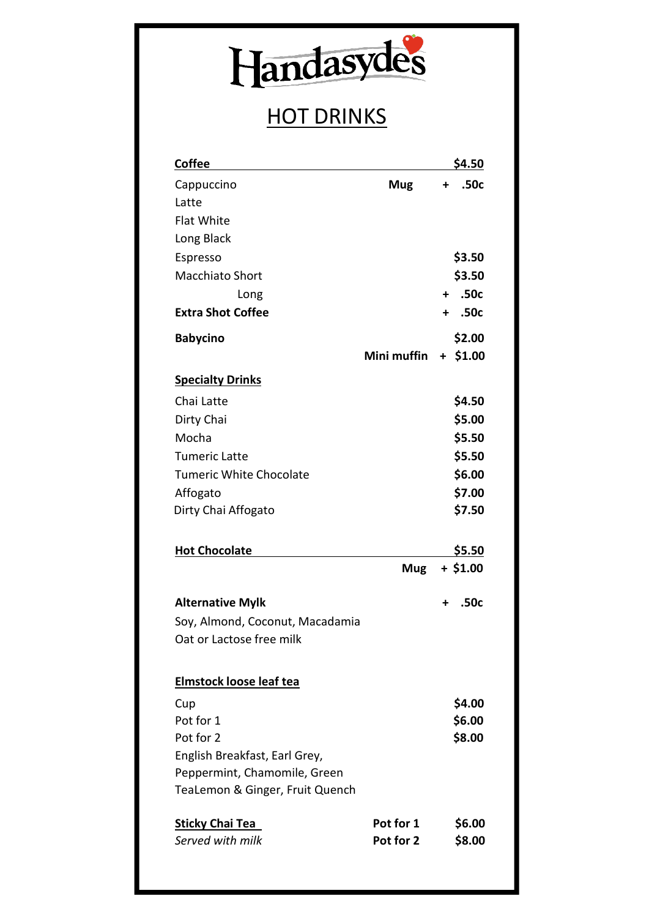# Handasydes

## HOT DRINKS

| | | |
|---|---|---|
| **Coffee** | | **$4.50** |
| Cappuccino | **Mug** | **+ .50c** |
| Latte | | |
| Flat White | | |
| Long Black | | |
| Espresso | | **$3.50** |
| Macchiato Short | | **$3.50** |
| Long | | **+ .50c** |
| **Extra Shot Coffee** | | **+ .50c** |
| **Babycino** | | **$2.00** |
| | **Mini muffin** | **+ $1.00** |

**Specialty Drinks**

| | |
|---|---|
| Chai Latte | **$4.50** |
| Dirty Chai | **$5.00** |
| Mocha | **$5.50** |
| Tumeric Latte | **$5.50** |
| Tumeric White Chocolate | **$6.00** |
| Affogato | **$7.00** |
| Dirty Chai Affogato | **$7.50** |

| | | |
|---|---|---|
| **Hot Chocolate** | | **$5.50** |
| | **Mug** | **+ $1.00** |

**Alternative Mylk** **+ .50c**

Soy, Almond, Coconut, Macadamia
Oat or Lactose free milk

**Elmstock loose leaf tea**

| | |
|---|---|
| Cup | **$4.00** |
| Pot for 1 | **$6.00** |
| Pot for 2 | **$8.00** |

English Breakfast, Earl Grey,
Peppermint, Chamomile, Green
TeaLemon & Ginger, Fruit Quench

| | | |
|---|---|---|
| **Sticky Chai Tea** | **Pot for 1** | **$6.00** |
| *Served with milk* | **Pot for 2** | **$8.00** |